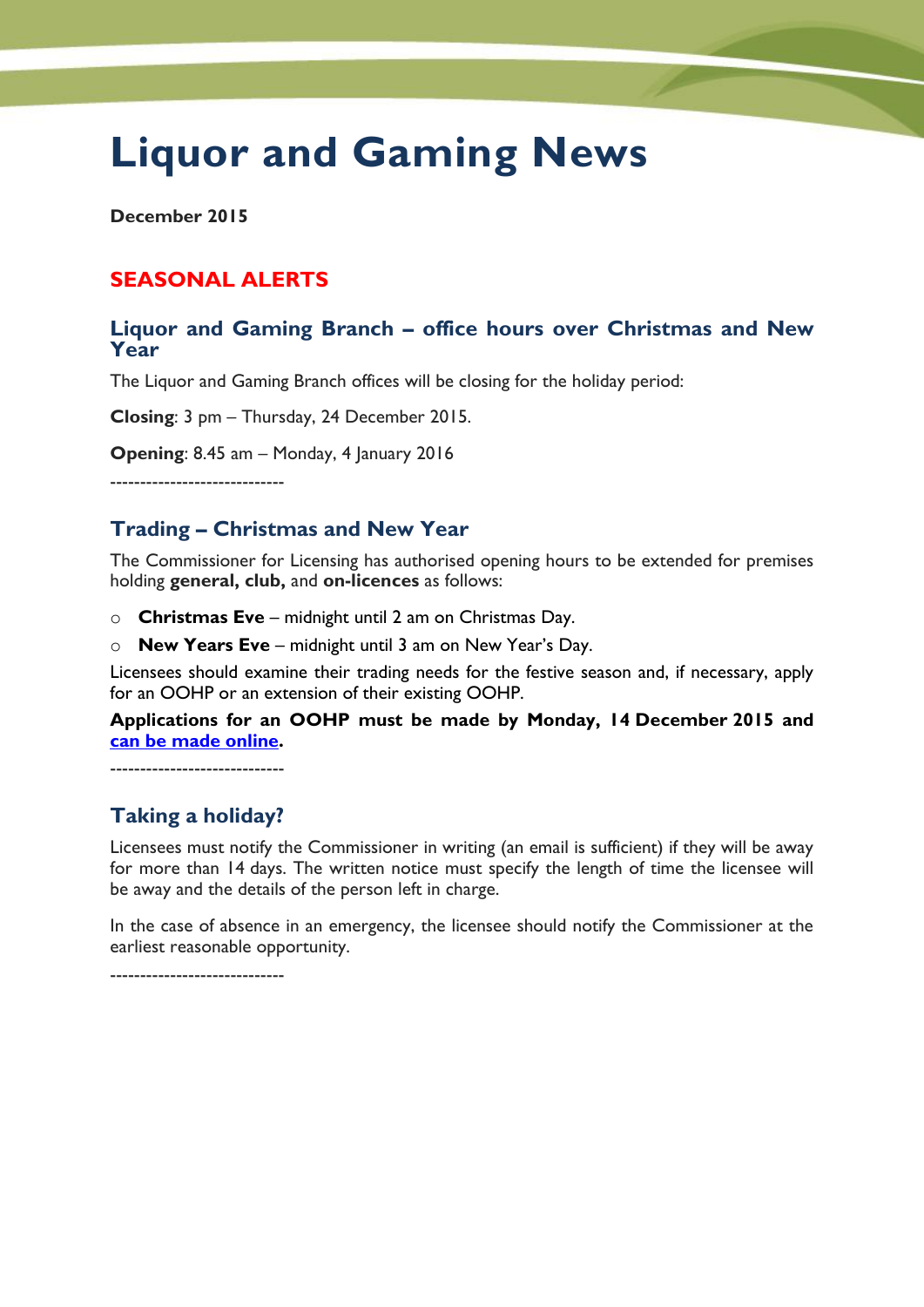# Liquor and Gaming News

**December 2015**

## SEASONAL ALERTS

### Liquor and Gaming Branch – office hours over Christmas and New Year

The Liquor and Gaming Branch offices will be closing for the holiday period:

**Closing**: 3 pm – Thursday, 24 December 2015.

**Opening**: 8.45 am – Monday, 4 January 2016

----------------------------

### Trading – Christmas and New Year

The Commissioner for Licensing has authorised opening hours to be extended for premises holding **general, club,** and **on-licences** as follows:

- **Christmas Eve** – midnight until 2 am on Christmas Day.
- **New Years Eve** – midnight until 3 am on New Year's Day.

Licensees should examine their trading needs for the festive season and, if necessary, apply for an OOHP or an extension of their existing OOHP.

**Applications for an OOHP must be made by Monday, 14 December 2015 and can be made online.**

----------------------------

### Taking a holiday?

Licensees must notify the Commissioner in writing (an email is sufficient) if they will be away for more than 14 days. The written notice must specify the length of time the licensee will be away and the details of the person left in charge.

In the case of absence in an emergency, the licensee should notify the Commissioner at the earliest reasonable opportunity.

----------------------------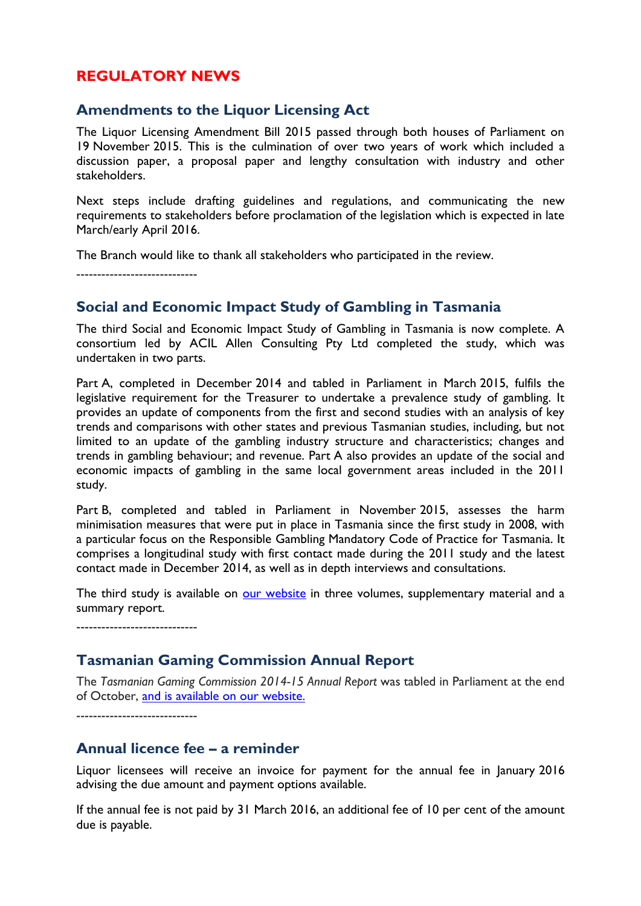## REGULATORY NEWS

### Amendments to the Liquor Licensing Act

The Liquor Licensing Amendment Bill 2015 passed through both houses of Parliament on 19 November 2015. This is the culmination of over two years of work which included a discussion paper, a proposal paper and lengthy consultation with industry and other stakeholders.

Next steps include drafting guidelines and regulations, and communicating the new requirements to stakeholders before proclamation of the legislation which is expected in late March/early April 2016.

The Branch would like to thank all stakeholders who participated in the review.

----------------------------

### Social and Economic Impact Study of Gambling in Tasmania

The third Social and Economic Impact Study of Gambling in Tasmania is now complete. A consortium led by ACIL Allen Consulting Pty Ltd completed the study, which was undertaken in two parts.

Part A, completed in December 2014 and tabled in Parliament in March 2015, fulfils the legislative requirement for the Treasurer to undertake a prevalence study of gambling. It provides an update of components from the first and second studies with an analysis of key trends and comparisons with other states and previous Tasmanian studies, including, but not limited to an update of the gambling industry structure and characteristics; changes and trends in gambling behaviour; and revenue. Part A also provides an update of the social and economic impacts of gambling in the same local government areas included in the 2011 study.

Part B, completed and tabled in Parliament in November 2015, assesses the harm minimisation measures that were put in place in Tasmania since the first study in 2008, with a particular focus on the Responsible Gambling Mandatory Code of Practice for Tasmania. It comprises a longitudinal study with first contact made during the 2011 study and the latest contact made in December 2014, as well as in depth interviews and consultations.

The third study is available on [our website] in three volumes, supplementary material and a summary report.

----------------------------

### Tasmanian Gaming Commission Annual Report

The *Tasmanian Gaming Commission 2014-15 Annual Report* was tabled in Parliament at the end of October, [and is available on our website.]

----------------------------

### Annual licence fee – a reminder

Liquor licensees will receive an invoice for payment for the annual fee in January 2016 advising the due amount and payment options available.

If the annual fee is not paid by 31 March 2016, an additional fee of 10 per cent of the amount due is payable.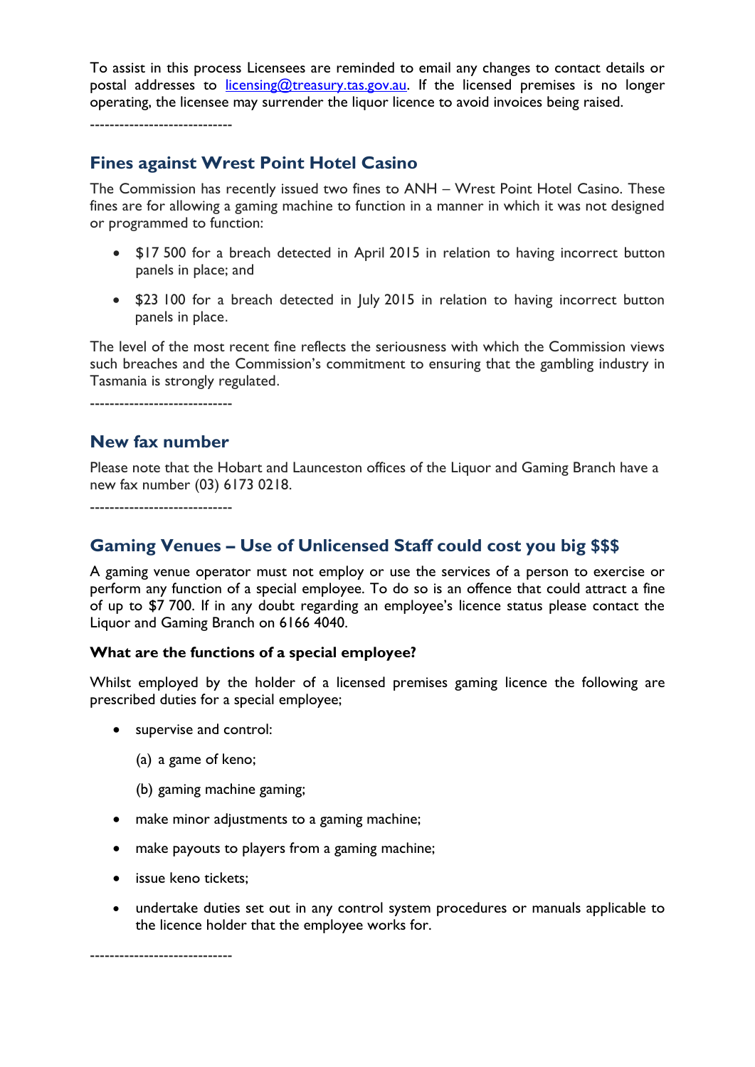To assist in this process Licensees are reminded to email any changes to contact details or postal addresses to licensing@treasury.tas.gov.au. If the licensed premises is no longer operating, the licensee may surrender the liquor licence to avoid invoices being raised.

----------------------------

## Fines against Wrest Point Hotel Casino

The Commission has recently issued two fines to ANH – Wrest Point Hotel Casino. These fines are for allowing a gaming machine to function in a manner in which it was not designed or programmed to function:

- $17 500 for a breach detected in April 2015 in relation to having incorrect button panels in place; and
- $23 100 for a breach detected in July 2015 in relation to having incorrect button panels in place.

The level of the most recent fine reflects the seriousness with which the Commission views such breaches and the Commission's commitment to ensuring that the gambling industry in Tasmania is strongly regulated.

----------------------------

## New fax number

Please note that the Hobart and Launceston offices of the Liquor and Gaming Branch have a new fax number (03) 6173 0218.

----------------------------

## Gaming Venues – Use of Unlicensed Staff could cost you big $$$

A gaming venue operator must not employ or use the services of a person to exercise or perform any function of a special employee. To do so is an offence that could attract a fine of up to $7 700. If in any doubt regarding an employee's licence status please contact the Liquor and Gaming Branch on 6166 4040.

**What are the functions of a special employee?**

Whilst employed by the holder of a licensed premises gaming licence the following are prescribed duties for a special employee;

- supervise and control:

  (a) a game of keno;

  (b) gaming machine gaming;

- make minor adjustments to a gaming machine;
- make payouts to players from a gaming machine;
- issue keno tickets;
- undertake duties set out in any control system procedures or manuals applicable to the licence holder that the employee works for.

----------------------------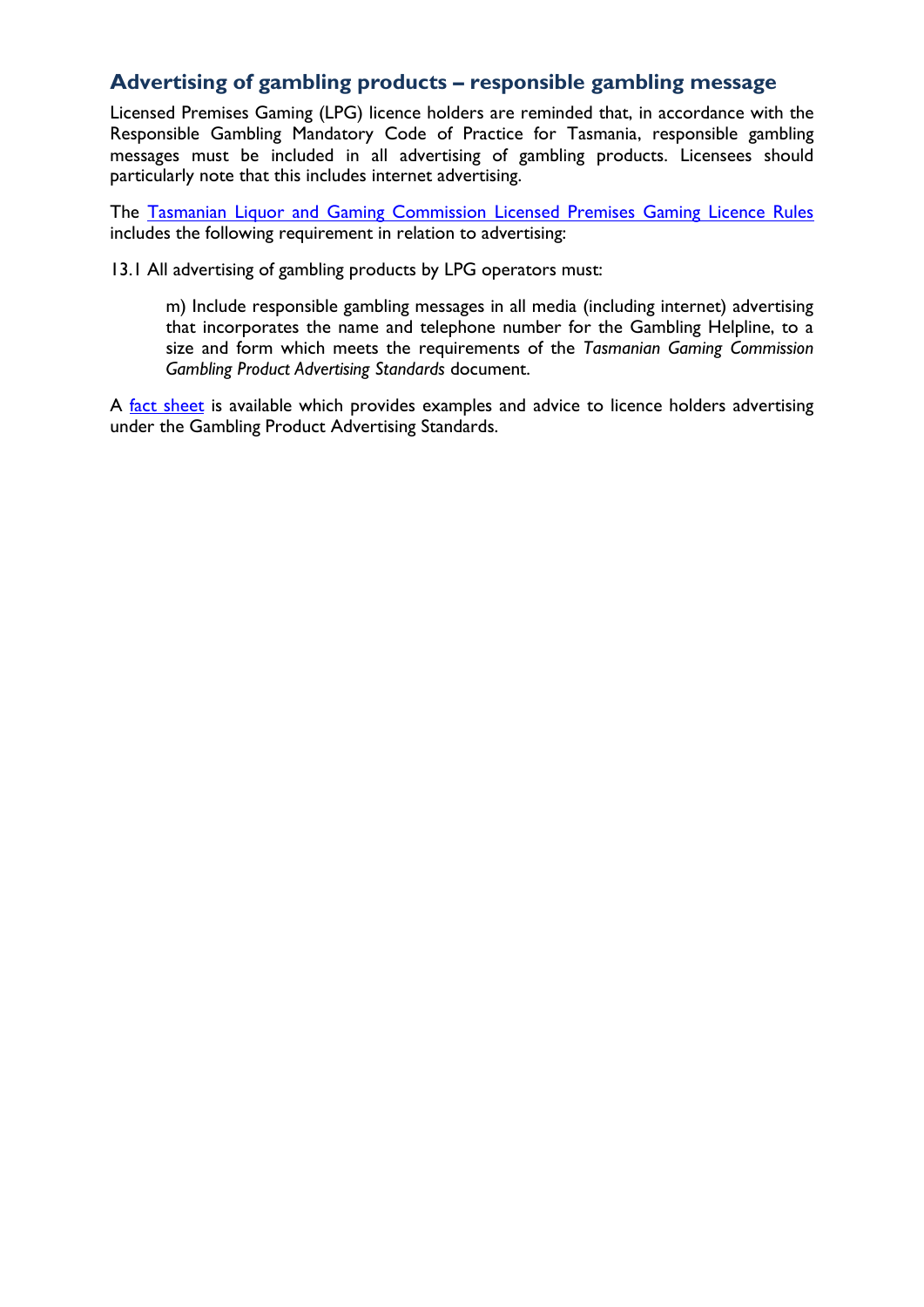## Advertising of gambling products – responsible gambling message

Licensed Premises Gaming (LPG) licence holders are reminded that, in accordance with the Responsible Gambling Mandatory Code of Practice for Tasmania, responsible gambling messages must be included in all advertising of gambling products. Licensees should particularly note that this includes internet advertising.

The Tasmanian Liquor and Gaming Commission Licensed Premises Gaming Licence Rules includes the following requirement in relation to advertising:

13.1 All advertising of gambling products by LPG operators must:

> m) Include responsible gambling messages in all media (including internet) advertising that incorporates the name and telephone number for the Gambling Helpline, to a size and form which meets the requirements of the *Tasmanian Gaming Commission Gambling Product Advertising Standards* document.

A fact sheet is available which provides examples and advice to licence holders advertising under the Gambling Product Advertising Standards.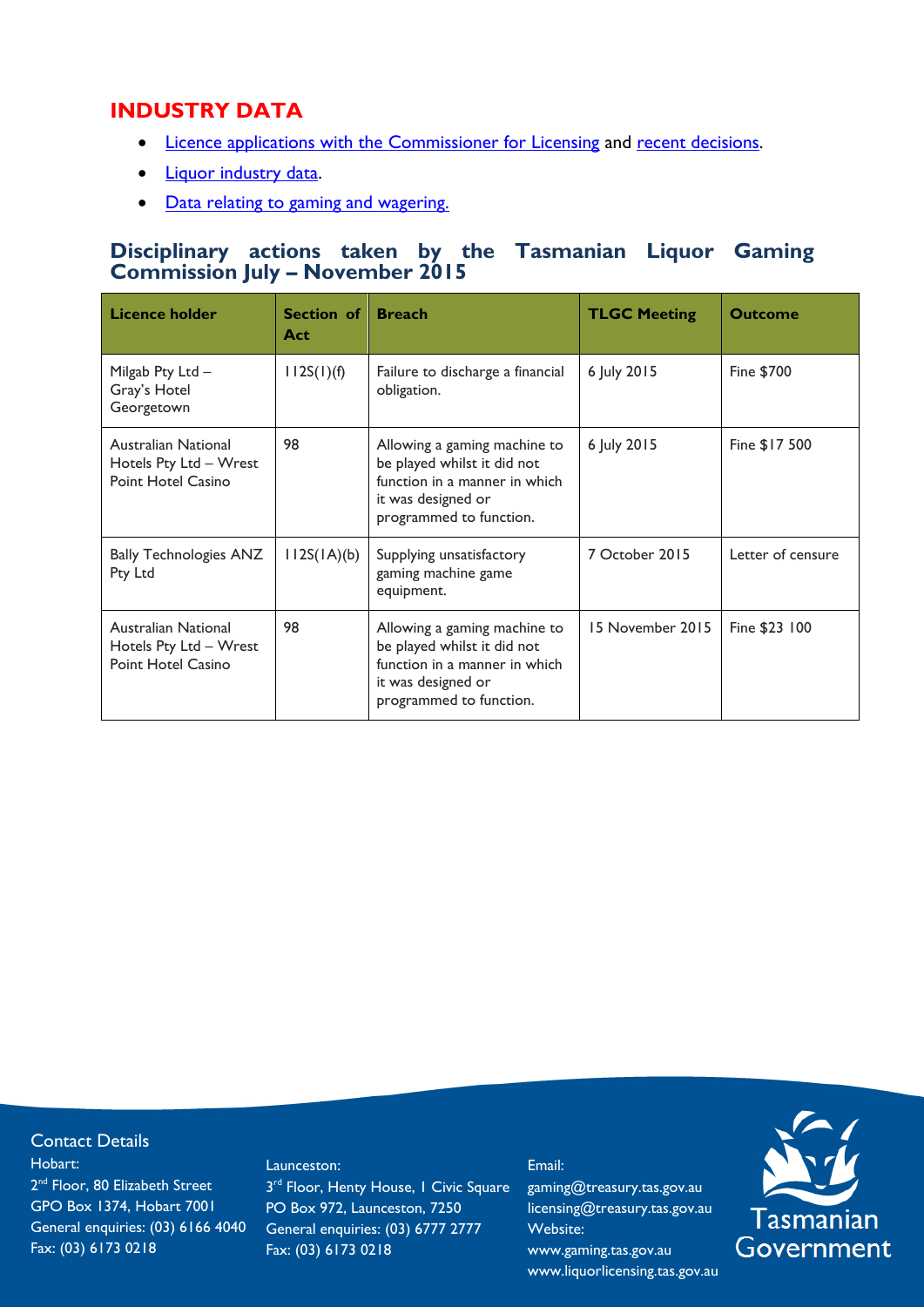## INDUSTRY DATA

- Licence applications with the Commissioner for Licensing and recent decisions.
- Liquor industry data.
- Data relating to gaming and wagering.

## Disciplinary actions taken by the Tasmanian Liquor Gaming Commission July – November 2015

| Licence holder | Section of Act | Breach | TLGC Meeting | Outcome |
|---|---|---|---|---|
| Milgab Pty Ltd – Gray's Hotel Georgetown | 112S(1)(f) | Failure to discharge a financial obligation. | 6 July 2015 | Fine $700 |
| Australian National Hotels Pty Ltd – Wrest Point Hotel Casino | 98 | Allowing a gaming machine to be played whilst it did not function in a manner in which it was designed or programmed to function. | 6 July 2015 | Fine $17 500 |
| Bally Technologies ANZ Pty Ltd | 112S(1A)(b) | Supplying unsatisfactory gaming machine game equipment. | 7 October 2015 | Letter of censure |
| Australian National Hotels Pty Ltd – Wrest Point Hotel Casino | 98 | Allowing a gaming machine to be played whilst it did not function in a manner in which it was designed or programmed to function. | 15 November 2015 | Fine $23 100 |

Contact Details

Hobart:
2nd Floor, 80 Elizabeth Street
GPO Box 1374, Hobart 7001
General enquiries: (03) 6166 4040
Fax: (03) 6173 0218

Launceston:
3rd Floor, Henty House, 1 Civic Square
PO Box 972, Launceston, 7250
General enquiries: (03) 6777 2777
Fax: (03) 6173 0218

Email:
gaming@treasury.tas.gov.au
licensing@treasury.tas.gov.au
Website:
www.gaming.tas.gov.au
www.liquorlicensing.tas.gov.au

Tasmanian Government